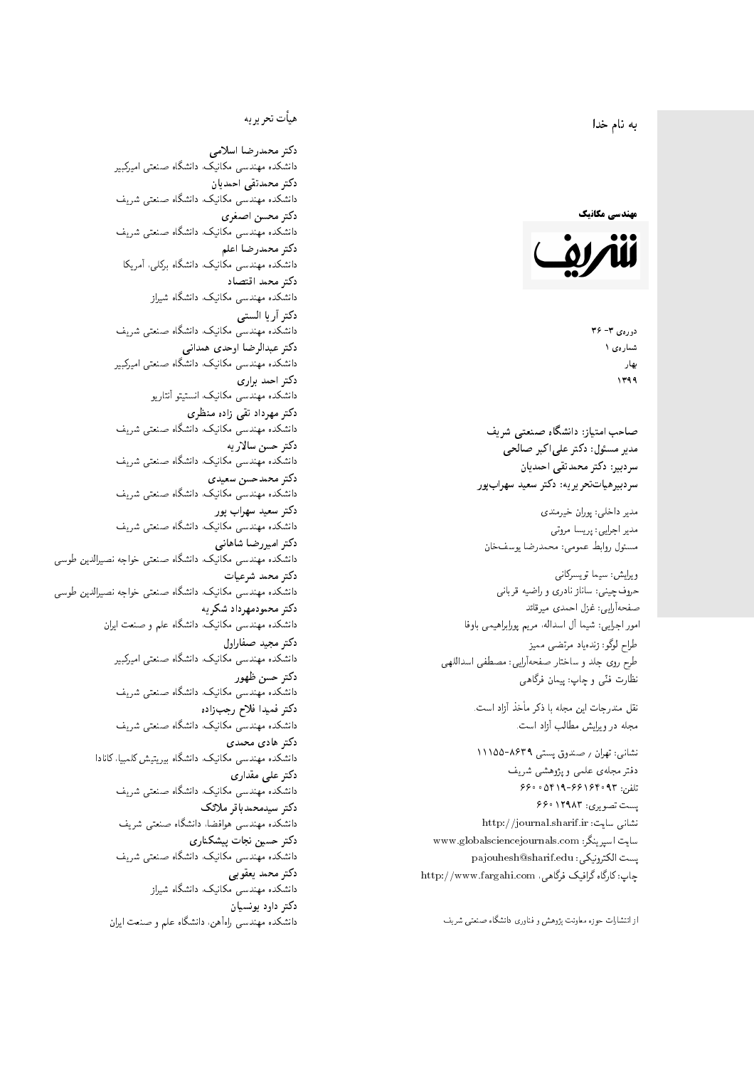به نام خدا

**مهندسی مکانیک**

**شریف**

دوره‌ی ۳- ۳۶
شماره‌ی ۱
بهار
۱۳۹۹

**صاحب امتیاز: دانشگاه صنعتی شریف**
**مدیر مسئول: دکتر علی‌اکبر صالحی**
**سردبیر: دکتر محمدتقی احمدیان**
**سردبیرهیأت‌تحریریه: دکتر سعید سهراب‌پور**

مدیر داخلی: پوران خیرمندی
مدیر اجرایی: پریسا مروتی
مسئول روابط عمومی: محمدرضا یوسف‌خان

ویرایش: سیما تویسرکانی
حروف‌چینی: ساناز نادری و راضیه قربانی
صفحه‌آرایی: غزل احمدی میرقائد
امور اجرایی: شیما آل اسداله، مریم پوراِبراهیمی باوفا

طراح لوگو: زنده‌یاد مرتضی ممیز
طرح روی جلد و ساختار صفحه‌آرایی: مصطفی اسداللهی
نظارت فنّی و چاپ: پیمان فرگاهی

نقل مندرجات این مجله با ذکر مأخذ آزاد است.
مجله در ویرایش مطالب آزاد است.

نشانی: تهران / صندوق پستی ۸۶۳۹-۱۱۱۵۵
دفتر مجله‌ی علمی و پژوهشی شریف
تلفن: ۰۹۳-۶۶۱۶۴۰۹۳-۵۴۱۹ ۶۶۰۰
پست تصویری: ۱۲۹۸۳ ۶۶۰
نشانی سایت: http://journal.sharif.ir
سایت اسپرینگر: www.globalsciencejournals.com
پست الکترونیکی: pajouhesh@sharif.edu
چاپ: کارگاه گرافیک فرگاهی، http://www.fargahi.com

از انتشارات حوزه معاونت پژوهش و فناوری دانشگاه صنعتی شریف

## هیأت تحریریه

**دکتر محمدرضا اسلامی**
دانشکده مهندسی مکانیک، دانشگاه صنعتی امیرکبیر
**دکتر محمدتقی احمدیان**
دانشکده مهندسی مکانیک، دانشگاه صنعتی شریف
**دکتر محسن اصغری**
دانشکده مهندسی مکانیک، دانشگاه صنعتی شریف
**دکتر محمدرضا اعلم**
دانشکده مهندسی مکانیک، دانشگاه برکلی، آمریکا
**دکتر محمد اقتصاد**
دانشکده مهندسی مکانیک، دانشگاه شیراز
**دکتر آریا الستی**
دانشکده مهندسی مکانیک، دانشگاه صنعتی شریف
**دکتر عبدالرضا اوحدی همدانی**
دانشکده مهندسی مکانیک، دانشگاه صنعتی امیرکبیر
**دکتر احمد براری**
دانشکده مهندسی مکانیک، انستیتو آنتاریو
**دکتر مهرداد تقی زاده منظری**
دانشکده مهندسی مکانیک، دانشگاه صنعتی شریف
**دکتر حسن سالاریه**
دانشکده مهندسی مکانیک، دانشگاه صنعتی شریف
**دکتر محمدحسن سعیدی**
دانشکده مهندسی مکانیک، دانشگاه صنعتی شریف
**دکتر سعید سهراب پور**
دانشکده مهندسی مکانیک، دانشگاه صنعتی شریف
**دکتر امیررضا شاهانی**
دانشکده مهندسی مکانیک، دانشگاه صنعتی خواجه نصیرالدین طوسی
**دکتر محمد شرعیات**
دانشکده مهندسی مکانیک، دانشگاه صنعتی خواجه نصیرالدین طوسی
**دکتر محمودمهرداد شکریه**
دانشکده مهندسی مکانیک، دانشگاه علم و صنعت ایران
**دکتر مجید صفاراول**
دانشکده مهندسی مکانیک، دانشگاه صنعتی امیرکبیر
**دکتر حسن ظهور**
دانشکده مهندسی مکانیک، دانشگاه صنعتی شریف
**دکتر فمیدا فلاح رجب‌زاده**
دانشکده مهندسی مکانیک، دانشگاه صنعتی شریف
**دکتر هادی محمدی**
دانشکده مهندسی مکانیک، دانشگاه بیریتیش کلمبیا، کانادا
**دکتر علی مقداری**
دانشکده مهندسی مکانیک، دانشگاه صنعتی شریف
**دکتر سیدمحمدباقر ملائک**
دانشکده مهندسی هوافضا، دانشگاه صنعتی شریف
**دکتر حسین نجات پیشکناری**
دانشکده مهندسی مکانیک، دانشگاه صنعتی شریف
**دکتر محمد یعقوبی**
دانشکده مهندسی مکانیک، دانشگاه شیراز
**دکتر داود یونسیان**
دانشکده مهندسی راه‌آهن، دانشگاه علم و صنعت ایران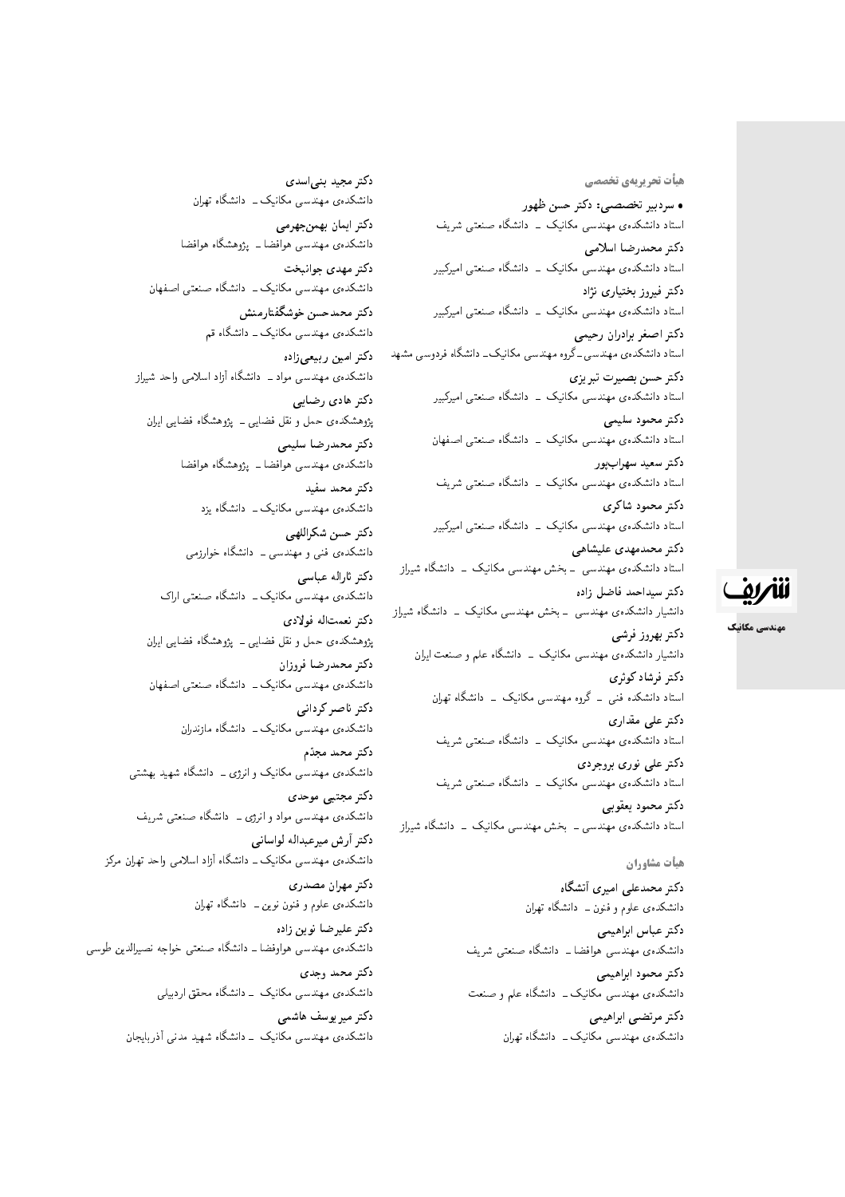## هیأت تحریریه‌ی تخصصی

• **سردبیر تخصصی: دکتر حسن ظهور**
استاد دانشکده‌ی مهندسی مکانیک ــ دانشگاه صنعتی شریف

**دکتر محمدرضا اسلامی**
استاد دانشکده‌ی مهندسی مکانیک ــ دانشگاه صنعتی امیرکبیر

**دکتر فیروز بختیاری نژاد**
استاد دانشکده‌ی مهندسی مکانیک ــ دانشگاه صنعتی امیرکبیر

**دکتر اصغر برادران رحیمی**
استاد دانشکده‌ی مهندسی ــ گروه مهندسی مکانیک ــ دانشگاه فردوسی مشهد

**دکتر حسن بصیرت تبریزی**
استاد دانشکده‌ی مهندسی مکانیک ــ دانشگاه صنعتی امیرکبیر

**دکتر محمود سلیمی**
استاد دانشکده‌ی مهندسی مکانیک ــ دانشگاه صنعتی اصفهان

**دکتر سعید سهراب‌پور**
استاد دانشکده‌ی مهندسی مکانیک ــ دانشگاه صنعتی شریف

**دکتر محمود شاکری**
استاد دانشکده‌ی مهندسی مکانیک ــ دانشگاه صنعتی امیرکبیر

**دکتر محمدمهدی علیشاهی**
استاد دانشکده‌ی مهندسی ــ بخش مهندسی مکانیک ــ دانشگاه شیراز

**دکتر سیداحمد فاضل زاده**
دانشیار دانشکده‌ی مهندسی ــ بخش مهندسی مکانیک ــ دانشگاه شیراز

**دکتر بهروز فرشی**
دانشیار دانشکده‌ی مهندسی مکانیک ــ دانشگاه علم و صنعت ایران

**دکتر فرشاد کوثری**
استاد دانشکده فنی ــ گروه مهندسی مکانیک ــ دانشگاه تهران

**دکتر علی مقداری**
استاد دانشکده‌ی مهندسی مکانیک ــ دانشگاه صنعتی شریف

**دکتر علی نوری بروجردی**
استاد دانشکده‌ی مهندسی مکانیک ــ دانشگاه صنعتی شریف

**دکتر محمود یعقوبی**
استاد دانشکده‌ی مهندسی ــ بخش مهندسی مکانیک ــ دانشگاه شیراز

## هیأت مشاوران

**دکتر محمدعلی امیری آتشگاه**
دانشکده‌ی علوم و فنون ــ دانشگاه تهران

**دکتر عباس ابراهیمی**
دانشکده‌ی مهندسی هوافضا ــ دانشگاه صنعتی شریف

**دکتر محمود ابراهیمی**
دانشکده‌ی مهندسی مکانیک ــ دانشگاه علم و صنعت

**دکتر مرتضی ابراهیمی**
دانشکده‌ی مهندسی مکانیک ــ دانشگاه تهران

**دکتر مجید بنی‌اسدی**
دانشکده‌ی مهندسی مکانیک ــ دانشگاه تهران

**دکتر ایمان بهمن‌جهرمی**
دانشکده‌ی مهندسی هوافضا ــ پژوهشگاه هوافضا

**دکتر مهدی جوانبخت**
دانشکده‌ی مهندسی مکانیک ــ دانشگاه صنعتی اصفهان

**دکتر محمدحسن خوشگفتارمنش**
دانشکده‌ی مهندسی مکانیک ــ دانشگاه قم

**دکتر امین ربیعی‌زاده**
دانشکده‌ی مهندسی مواد ــ دانشگاه آزاد اسلامی واحد شیراز

**دکتر هادی رضایی**
پژوهشکده‌ی حمل و نقل فضایی ــ پژوهشگاه فضایی ایران

**دکتر محمدرضا سلیمی**
دانشکده‌ی مهندسی هوافضا ــ پژوهشگاه هوافضا

**دکتر محمد سفید**
دانشکده‌ی مهندسی مکانیک ــ دانشگاه یزد

**دکتر حسن شکراللهی**
دانشکده‌ی فنی و مهندسی ــ دانشگاه خوارزمی

**دکتر ثاراله عباسی**
دانشکده‌ی مهندسی مکانیک ــ دانشگاه صنعتی اراک

**دکتر نعمت‌اله فولادی**
پژوهشکده‌ی حمل و نقل فضایی ــ پژوهشگاه فضایی ایران

**دکتر محمدرضا فروزان**
دانشکده‌ی مهندسی مکانیک ــ دانشگاه صنعتی اصفهان

**دکتر ناصر کردانی**
دانشکده‌ی مهندسی مکانیک ــ دانشگاه مازندران

**دکتر محمد مجدّم**
دانشکده‌ی مهندسی مکانیک و انرژی ــ دانشگاه شهید بهشتی

**دکتر مجتبی موحدی**
دانشکده‌ی مهندسی مواد و انرژی ــ دانشگاه صنعتی شریف

**دکتر آرش میرعبداله لواسانی**
دانشکده‌ی مهندسی مکانیک ــ دانشگاه آزاد اسلامی واحد تهران مرکز

**دکتر مهران مصدری**
دانشکده‌ی علوم و فنون نوین ــ دانشگاه تهران

**دکتر علیرضا نوین زاده**
دانشکده‌ی مهندسی هوافضا ــ دانشگاه صنعتی خواجه نصیرالدین طوسی

**دکتر محمد وجدی**
دانشکده‌ی مهندسی مکانیک ــ دانشگاه محقق اردبیلی

**دکتر میریوسف هاشمی**
دانشکده‌ی مهندسی مکانیک ــ دانشگاه شهید مدنی آذربایجان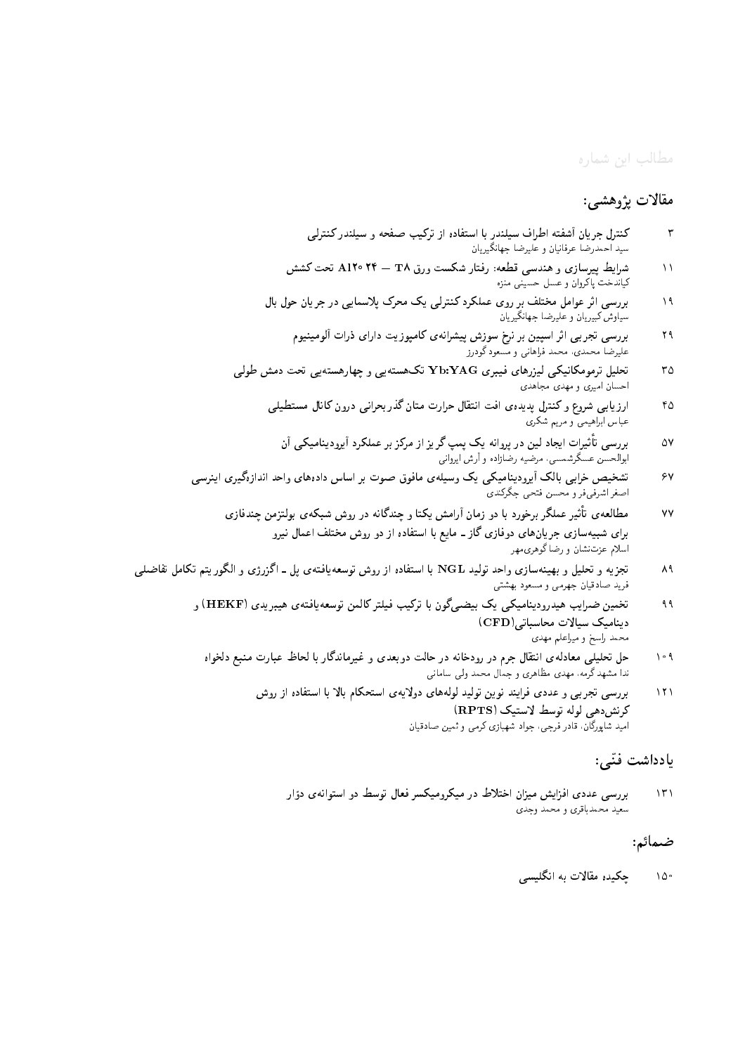مطالب این شماره

## مقالات پژوهشی:

۳ کنترل جریان آشفته اطراف سیلندر با استفاده از ترکیب صفحه و سیلندر کنترلی
سید احمدرضا عرفانیان و علیرضا جهانگیریان

۱۱ شرایط پیرسازی و هندسی قطعه: رفتار شکست ورق Al۲۰۲۴ — T۸ تحت کشش
کیاندخت پاکروان و عسل حسینی منزه

۱۹ بررسی اثر عوامل مختلف بر روی عملکرد کنترلی یک محرک پلاسمایی در جریان حول بال
سیاوش کبیریان و علیرضا جهانگیریان

۲۹ بررسی تجربی اثر اسپین بر نرخ سوزش پیشرانه‌ی کامپوزیت دارای ذرات آلومینیوم
علیرضا محمدی، محمد فراهانی و مسعود گودرز

۳۵ تحلیل ترمومکانیکی لیزرهای فیبری Yb:YAG تک‌هسته‌یی و چهارهسته‌یی تحت دمش طولی
احسان امیری و مهدی مجاهدی

۴۵ ارزیابی شروع و کنترل پدیده‌ی افت انتقال حرارت متان گذربحرانی درون کانال مستطیلی
عباس ابراهیمی و مریم شکری

۵۷ بررسی تأثیرات ایجاد لین در پروانه یک پمپ گریز از مرکز بر عملکرد آیرودینامیکی آن
ابوالحسن عسگرشمسی، مرضیه رضازاده و آرش ایروانی

۶۷ تشخیص خرابی بالک آیرودینامیکی یک وسیله‌ی مافوق صوت بر اساس داده‌های واحد اندازه‌گیری اینرسی
اصغر اشرفی‌فر و محسن فتحی جگرکندی

۷۷ مطالعه‌ی تأثیر عملگر برخورد با دو زمان آرامش یکتا و چندگانه در روش شبکه‌ی بولتزمن چندفازی برای شبیه‌سازی جریان‌های دوفازی گاز ـ مایع با استفاده از دو روش مختلف اعمال نیرو
اسلام عزت‌نشان و رضا گوهری‌مهر

۸۹ تجزیه و تحلیل و بهینه‌سازی واحد تولید NGL با استفاده از روش توسعه‌یافته‌ی پل ـ اگزرژی و الگوریتم تکامل تفاضلی
فرید صادقیان جهرمی و مسعود بهشتی

۹۹ تخمین ضرایب هیدرودینامیکی یک بیضی‌گون با ترکیب فیلتر کالمن توسعه‌یافته‌ی هیبریدی (HEKF) و دینامیک سیالات محاسباتی (CFD)
محمد راسخ و میراعلم مهدی

۱۰۹ حل تحلیلی معادله‌ی انتقال جرم در رودخانه در حالت دوبعدی و غیرماندگار با لحاظ عبارت منبع دلخواه
ندا مشهد گرمه، مهدی مظاهری و جمال محمد ولی سامانی

۱۲۱ بررسی تجربی و عددی فرایند نوین تولید لوله‌های دولایه‌ی استحکام بالا با استفاده از روش کرنش‌دهی لوله توسط لاستیک (RPTS)
امید شاپرگان، قادر فرجی، جواد شهبازی کرمی و ثمین صادقیان

## یادداشت فنّی:

۱۳۱ بررسی عددی افزایش میزان اختلاط در میکرومیکسر فعال توسط دو استوانه‌ی دوّار
سعید محمدباقری و محمد وجدی

## ضمائم:

۱۵۰ چکیده مقالات به انگلیسی